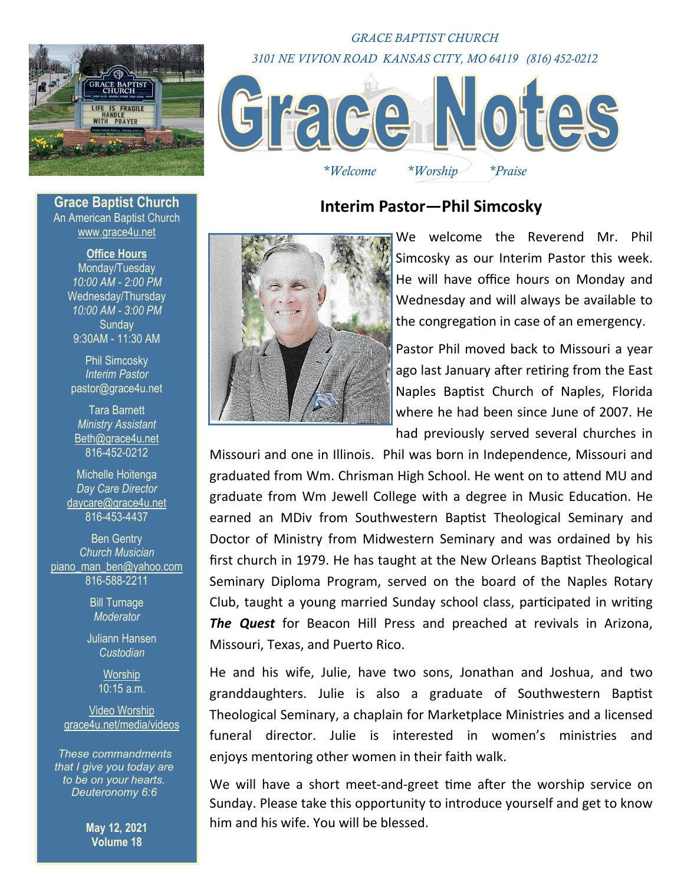GRACE BAPTIST CHURCH

3101 NE VIVION ROAD KANSAS CITY, MO 64119 (816) 452-0212

# Grace Notes

*Welcome *Worship *Praise

## Interim Pastor—Phil Simcosky

We welcome the Reverend Mr. Phil Simcosky as our Interim Pastor this week. He will have office hours on Monday and Wednesday and will always be available to the congregation in case of an emergency.

Pastor Phil moved back to Missouri a year ago last January after retiring from the East Naples Baptist Church of Naples, Florida where he had been since June of 2007. He had previously served several churches in Missouri and one in Illinois. Phil was born in Independence, Missouri and graduated from Wm. Chrisman High School. He went on to attend MU and graduate from Wm Jewell College with a degree in Music Education. He earned an MDiv from Southwestern Baptist Theological Seminary and Doctor of Ministry from Midwestern Seminary and was ordained by his first church in 1979. He has taught at the New Orleans Baptist Theological Seminary Diploma Program, served on the board of the Naples Rotary Club, taught a young married Sunday school class, participated in writing ***The Quest*** for Beacon Hill Press and preached at revivals in Arizona, Missouri, Texas, and Puerto Rico.

He and his wife, Julie, have two sons, Jonathan and Joshua, and two granddaughters. Julie is also a graduate of Southwestern Baptist Theological Seminary, a chaplain for Marketplace Ministries and a licensed funeral director. Julie is interested in women's ministries and enjoys mentoring other women in their faith walk.

We will have a short meet-and-greet time after the worship service on Sunday. Please take this opportunity to introduce yourself and get to know him and his wife. You will be blessed.

---

**Grace Baptist Church**
An American Baptist Church
www.grace4u.net

**Office Hours**
Monday/Tuesday
*10:00 AM - 2:00 PM*
Wednesday/Thursday
*10:00 AM - 3:00 PM*
Sunday
9:30AM - 11:30 AM

Phil Simcosky
*Interim Pastor*
pastor@grace4u.net

Tara Barnett
*Ministry Assistant*
Beth@grace4u.net
816-452-0212

Michelle Hoitenga
*Day Care Director*
daycare@grace4u.net
816-453-4437

Ben Gentry
*Church Musician*
piano_man_ben@yahoo.com
816-588-2211

Bill Turnage
*Moderator*

Juliann Hansen
*Custodian*

Worship
10:15 a.m.

Video Worship
grace4u.net/media/videos

*These commandments that I give you today are to be on your hearts. Deuteronomy 6:6*

**May 12, 2021**
**Volume 18**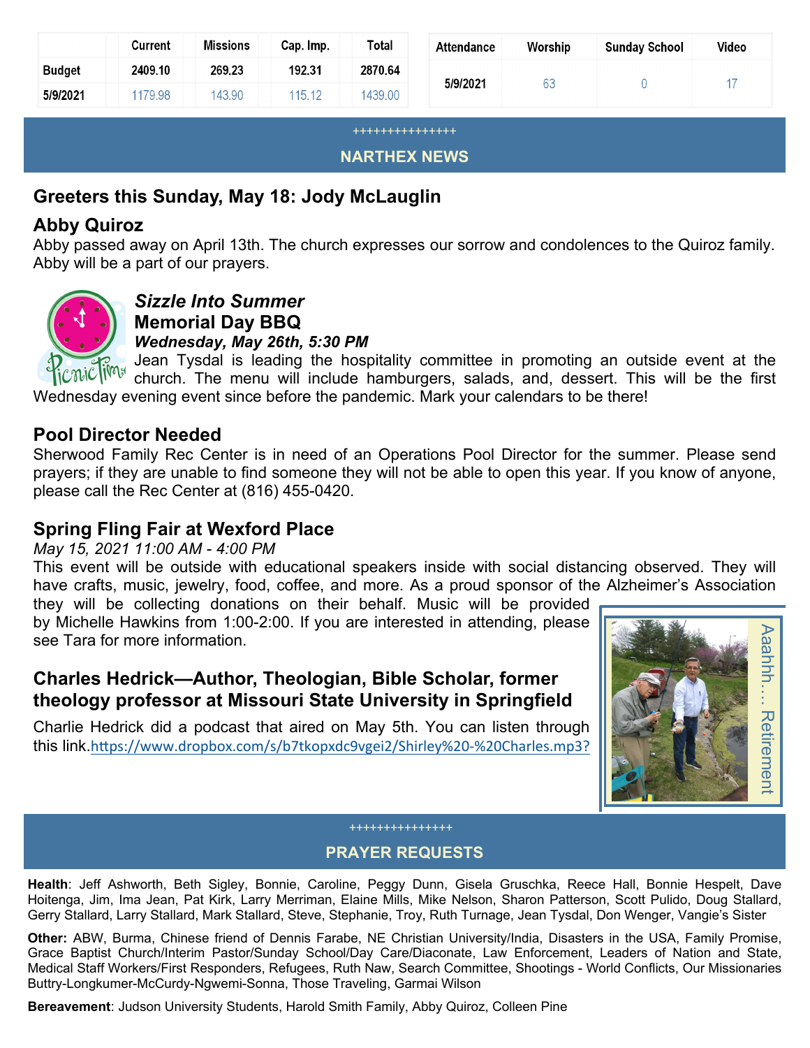| | Current | Missions | Cap. Imp. | Total |
|---|---|---|---|---|
| Budget | 2409.10 | 269.23 | 192.31 | 2870.64 |
| 5/9/2021 | 1179.98 | 143.90 | 115.12 | 1439.00 |

| Attendance | Worship | Sunday School | Video |
|---|---|---|---|
| 5/9/2021 | 63 | 0 | 17 |

+++++++++++++++

## NARTHEX NEWS

### Greeters this Sunday, May 18: Jody McLauglin

### Abby Quiroz

Abby passed away on April 13th. The church expresses our sorrow and condolences to the Quiroz family. Abby will be a part of our prayers.

### *Sizzle Into Summer*
### Memorial Day BBQ
***Wednesday, May 26th, 5:30 PM***

Jean Tysdal is leading the hospitality committee in promoting an outside event at the church. The menu will include hamburgers, salads, and, dessert. This will be the first Wednesday evening event since before the pandemic. Mark your calendars to be there!

### Pool Director Needed

Sherwood Family Rec Center is in need of an Operations Pool Director for the summer. Please send prayers; if they are unable to find someone they will not be able to open this year. If you know of anyone, please call the Rec Center at (816) 455-0420.

### Spring Fling Fair at Wexford Place

*May 15, 2021 11:00 AM - 4:00 PM*

This event will be outside with educational speakers inside with social distancing observed. They will have crafts, music, jewelry, food, coffee, and more. As a proud sponsor of the Alzheimer's Association they will be collecting donations on their behalf. Music will be provided by Michelle Hawkins from 1:00-2:00. If you are interested in attending, please see Tara for more information.

Aaahhh… Retirement

### Charles Hedrick—Author, Theologian, Bible Scholar, former theology professor at Missouri State University in Springfield

Charlie Hedrick did a podcast that aired on May 5th. You can listen through this link. https://www.dropbox.com/s/b7tkopxdc9vgei2/Shirley%20-%20Charles.mp3?

+++++++++++++++

## PRAYER REQUESTS

**Health**: Jeff Ashworth, Beth Sigley, Bonnie, Caroline, Peggy Dunn, Gisela Gruschka, Reece Hall, Bonnie Hespelt, Dave Hoitenga, Jim, Ima Jean, Pat Kirk, Larry Merriman, Elaine Mills, Mike Nelson, Sharon Patterson, Scott Pulido, Doug Stallard, Gerry Stallard, Larry Stallard, Mark Stallard, Steve, Stephanie, Troy, Ruth Turnage, Jean Tysdal, Don Wenger, Vangie's Sister

**Other:** ABW, Burma, Chinese friend of Dennis Farabe, NE Christian University/India, Disasters in the USA, Family Promise, Grace Baptist Church/Interim Pastor/Sunday School/Day Care/Diaconate, Law Enforcement, Leaders of Nation and State, Medical Staff Workers/First Responders, Refugees, Ruth Naw, Search Committee, Shootings - World Conflicts, Our Missionaries Buttry-Longkumer-McCurdy-Ngwemi-Sonna, Those Traveling, Garmai Wilson

**Bereavement**: Judson University Students, Harold Smith Family, Abby Quiroz, Colleen Pine